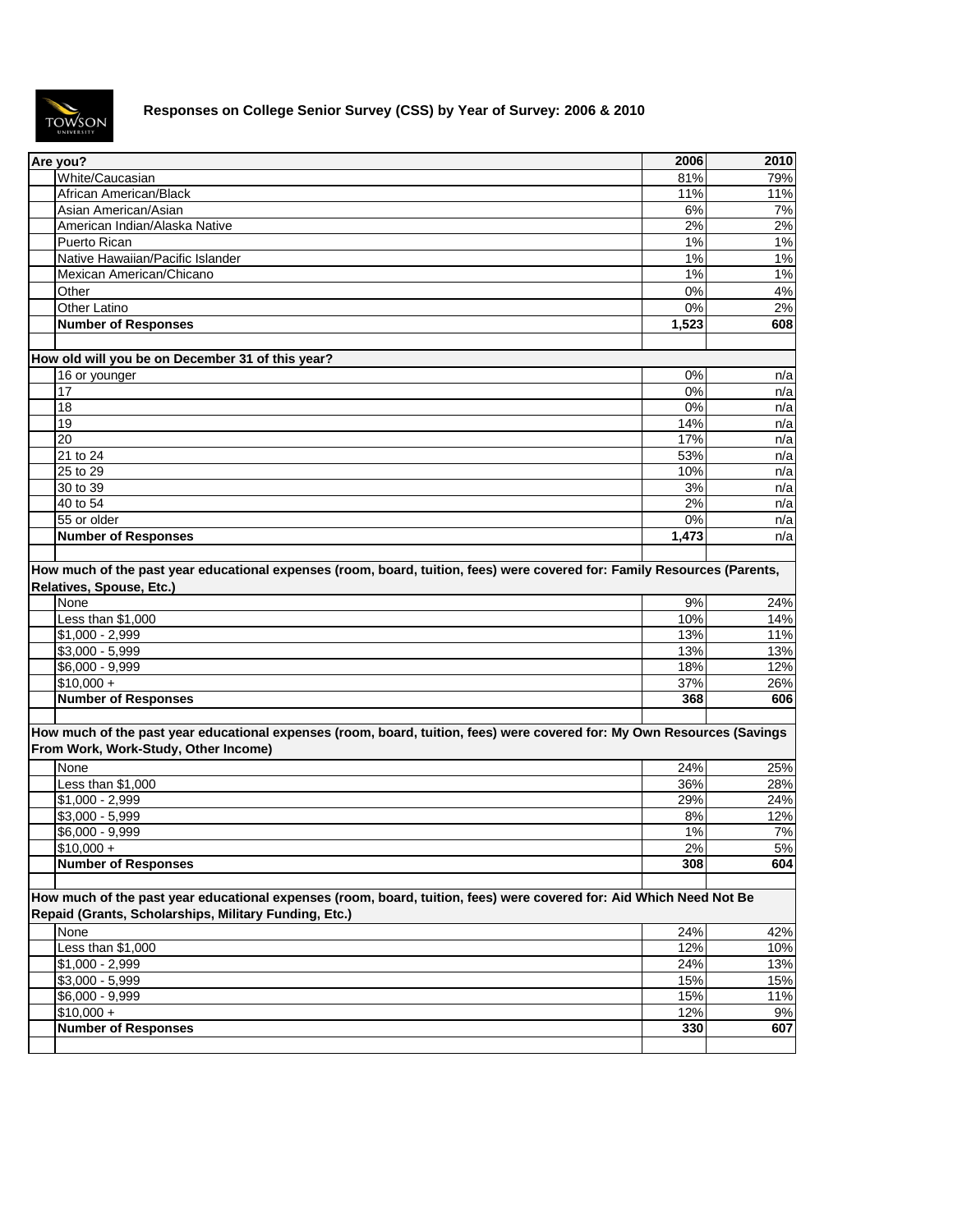# Responses on College Senior Survey (CSS) by Year of Survey: 2006 & 2010

| Are you? | 2006 | 2010 |
|---|---|---|
| White/Caucasian | 81% | 79% |
| African American/Black | 11% | 11% |
| Asian American/Asian | 6% | 7% |
| American Indian/Alaska Native | 2% | 2% |
| Puerto Rican | 1% | 1% |
| Native Hawaiian/Pacific Islander | 1% | 1% |
| Mexican American/Chicano | 1% | 1% |
| Other | 0% | 4% |
| Other Latino | 0% | 2% |
| **Number of Responses** | **1,523** | **608** |

| How old will you be on December 31 of this year? | 2006 | 2010 |
|---|---|---|
| 16 or younger | 0% | n/a |
| 17 | 0% | n/a |
| 18 | 0% | n/a |
| 19 | 14% | n/a |
| 20 | 17% | n/a |
| 21 to 24 | 53% | n/a |
| 25 to 29 | 10% | n/a |
| 30 to 39 | 3% | n/a |
| 40 to 54 | 2% | n/a |
| 55 or older | 0% | n/a |
| **Number of Responses** | **1,473** | n/a |

| How much of the past year educational expenses (room, board, tuition, fees) were covered for: Family Resources (Parents, Relatives, Spouse, Etc.) | 2006 | 2010 |
|---|---|---|
| None | 9% | 24% |
| Less than $1,000 | 10% | 14% |
| $1,000 - 2,999 | 13% | 11% |
| $3,000 - 5,999 | 13% | 13% |
| $6,000 - 9,999 | 18% | 12% |
| $10,000 + | 37% | 26% |
| **Number of Responses** | **368** | **606** |

| How much of the past year educational expenses (room, board, tuition, fees) were covered for: My Own Resources (Savings From Work, Work-Study, Other Income) | 2006 | 2010 |
|---|---|---|
| None | 24% | 25% |
| Less than $1,000 | 36% | 28% |
| $1,000 - 2,999 | 29% | 24% |
| $3,000 - 5,999 | 8% | 12% |
| $6,000 - 9,999 | 1% | 7% |
| $10,000 + | 2% | 5% |
| **Number of Responses** | **308** | **604** |

| How much of the past year educational expenses (room, board, tuition, fees) were covered for: Aid Which Need Not Be Repaid (Grants, Scholarships, Military Funding, Etc.) | 2006 | 2010 |
|---|---|---|
| None | 24% | 42% |
| Less than $1,000 | 12% | 10% |
| $1,000 - 2,999 | 24% | 13% |
| $3,000 - 5,999 | 15% | 15% |
| $6,000 - 9,999 | 15% | 11% |
| $10,000 + | 12% | 9% |
| **Number of Responses** | **330** | **607** |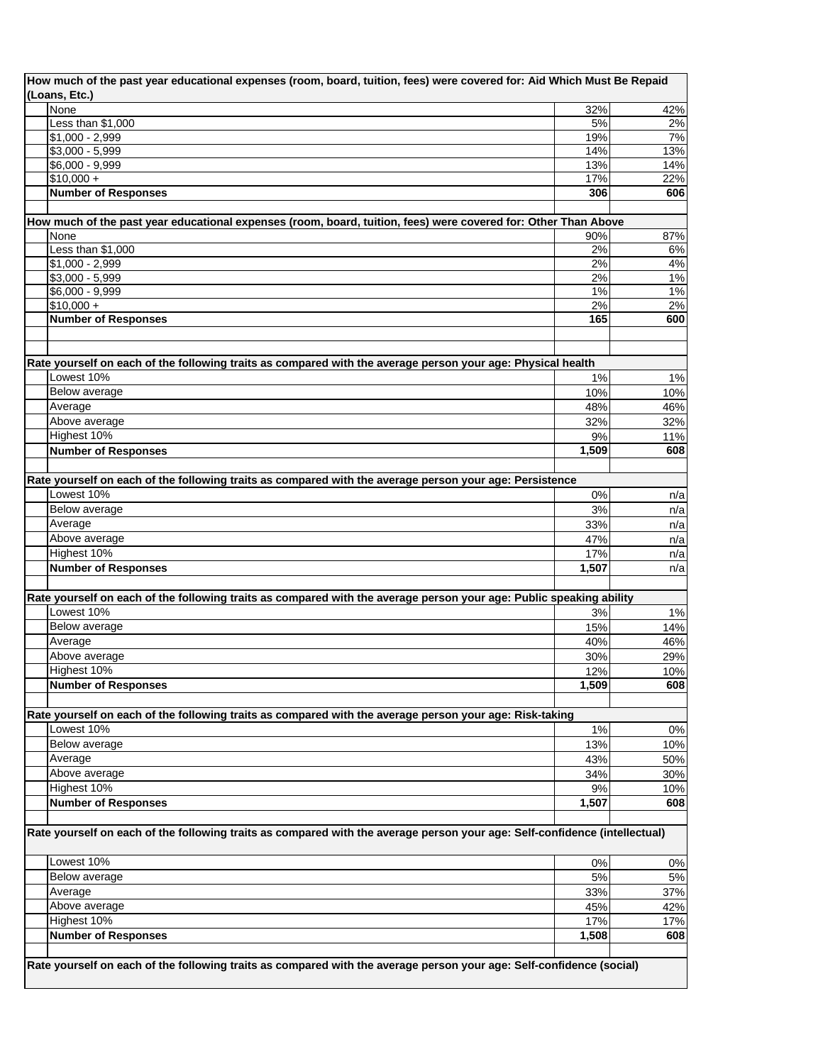| How much of the past year educational expenses (room, board, tuition, fees) were covered for: Aid Which Must Be Repaid (Loans, Etc.) | | |
|---|---|---|
| None | 32% | 42% |
| Less than $1,000 | 5% | 2% |
| $1,000 - 2,999 | 19% | 7% |
| $3,000 - 5,999 | 14% | 13% |
| $6,000 - 9,999 | 13% | 14% |
| $10,000 + | 17% | 22% |
| **Number of Responses** | **306** | **606** |

| How much of the past year educational expenses (room, board, tuition, fees) were covered for: Other Than Above | | |
|---|---|---|
| None | 90% | 87% |
| Less than $1,000 | 2% | 6% |
| $1,000 - 2,999 | 2% | 4% |
| $3,000 - 5,999 | 2% | 1% |
| $6,000 - 9,999 | 1% | 1% |
| $10,000 + | 2% | 2% |
| **Number of Responses** | **165** | **600** |

| Rate yourself on each of the following traits as compared with the average person your age: Physical health | | |
|---|---|---|
| Lowest 10% | 1% | 1% |
| Below average | 10% | 10% |
| Average | 48% | 46% |
| Above average | 32% | 32% |
| Highest 10% | 9% | 11% |
| **Number of Responses** | **1,509** | **608** |

| Rate yourself on each of the following traits as compared with the average person your age: Persistence | | |
|---|---|---|
| Lowest 10% | 0% | n/a |
| Below average | 3% | n/a |
| Average | 33% | n/a |
| Above average | 47% | n/a |
| Highest 10% | 17% | n/a |
| **Number of Responses** | **1,507** | n/a |

| Rate yourself on each of the following traits as compared with the average person your age: Public speaking ability | | |
|---|---|---|
| Lowest 10% | 3% | 1% |
| Below average | 15% | 14% |
| Average | 40% | 46% |
| Above average | 30% | 29% |
| Highest 10% | 12% | 10% |
| **Number of Responses** | **1,509** | **608** |

| Rate yourself on each of the following traits as compared with the average person your age: Risk-taking | | |
|---|---|---|
| Lowest 10% | 1% | 0% |
| Below average | 13% | 10% |
| Average | 43% | 50% |
| Above average | 34% | 30% |
| Highest 10% | 9% | 10% |
| **Number of Responses** | **1,507** | **608** |

| Rate yourself on each of the following traits as compared with the average person your age: Self-confidence (intellectual) | | |
|---|---|---|
| Lowest 10% | 0% | 0% |
| Below average | 5% | 5% |
| Average | 33% | 37% |
| Above average | 45% | 42% |
| Highest 10% | 17% | 17% |
| **Number of Responses** | **1,508** | **608** |

**Rate yourself on each of the following traits as compared with the average person your age: Self-confidence (social)**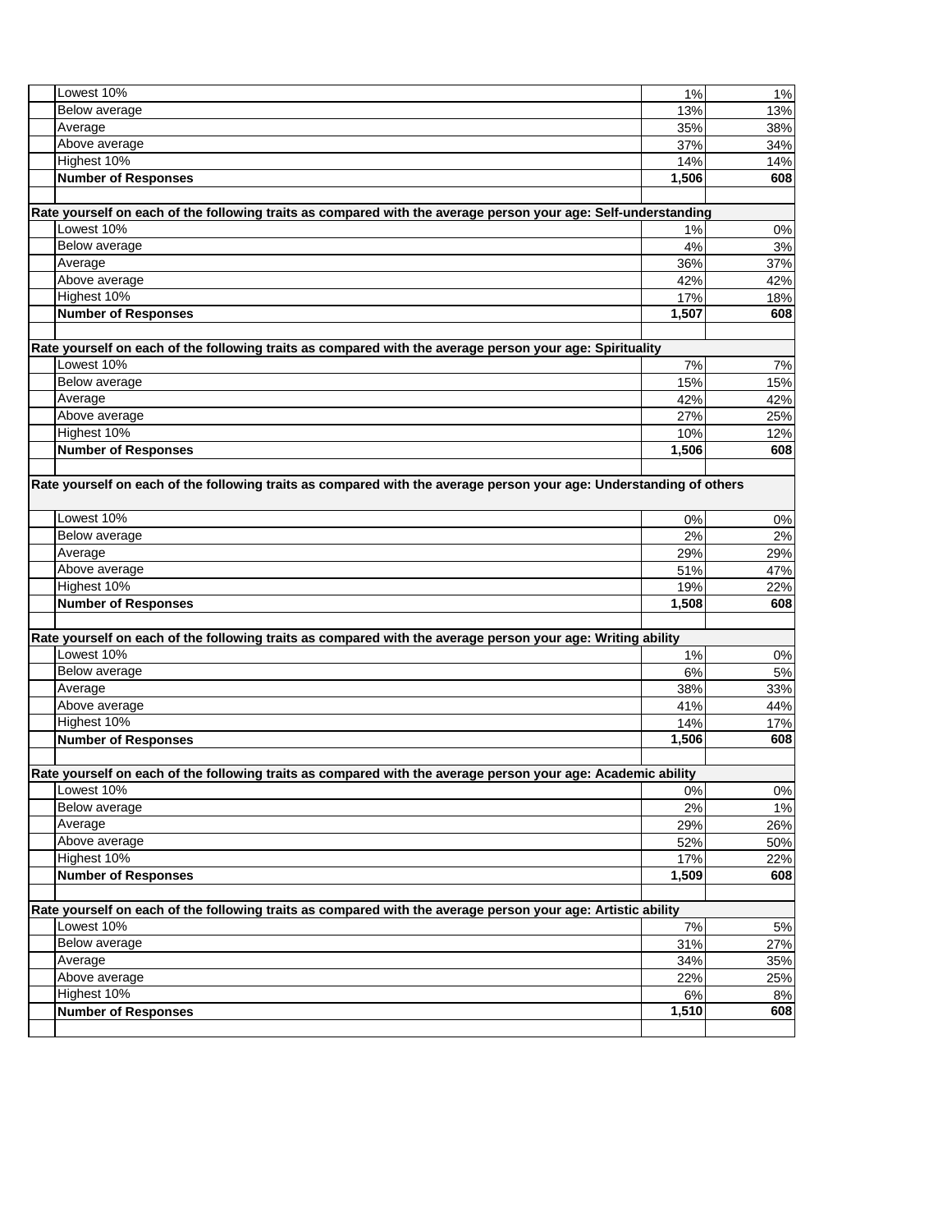| | | | |
|---|---|---|---|
| | Lowest 10% | 1% | 1% |
| | Below average | 13% | 13% |
| | Average | 35% | 38% |
| | Above average | 37% | 34% |
| | Highest 10% | 14% | 14% |
| | **Number of Responses** | **1,506** | **608** |
| | | | |
| **Rate yourself on each of the following traits as compared with the average person your age: Self-understanding** | | | |
| | Lowest 10% | 1% | 0% |
| | Below average | 4% | 3% |
| | Average | 36% | 37% |
| | Above average | 42% | 42% |
| | Highest 10% | 17% | 18% |
| | **Number of Responses** | **1,507** | **608** |
| | | | |
| **Rate yourself on each of the following traits as compared with the average person your age: Spirituality** | | | |
| | Lowest 10% | 7% | 7% |
| | Below average | 15% | 15% |
| | Average | 42% | 42% |
| | Above average | 27% | 25% |
| | Highest 10% | 10% | 12% |
| | **Number of Responses** | **1,506** | **608** |
| | | | |
| **Rate yourself on each of the following traits as compared with the average person your age: Understanding of others** | | | |
| | Lowest 10% | 0% | 0% |
| | Below average | 2% | 2% |
| | Average | 29% | 29% |
| | Above average | 51% | 47% |
| | Highest 10% | 19% | 22% |
| | **Number of Responses** | **1,508** | **608** |
| | | | |
| **Rate yourself on each of the following traits as compared with the average person your age: Writing ability** | | | |
| | Lowest 10% | 1% | 0% |
| | Below average | 6% | 5% |
| | Average | 38% | 33% |
| | Above average | 41% | 44% |
| | Highest 10% | 14% | 17% |
| | **Number of Responses** | **1,506** | **608** |
| | | | |
| **Rate yourself on each of the following traits as compared with the average person your age: Academic ability** | | | |
| | Lowest 10% | 0% | 0% |
| | Below average | 2% | 1% |
| | Average | 29% | 26% |
| | Above average | 52% | 50% |
| | Highest 10% | 17% | 22% |
| | **Number of Responses** | **1,509** | **608** |
| | | | |
| **Rate yourself on each of the following traits as compared with the average person your age: Artistic ability** | | | |
| | Lowest 10% | 7% | 5% |
| | Below average | 31% | 27% |
| | Average | 34% | 35% |
| | Above average | 22% | 25% |
| | Highest 10% | 6% | 8% |
| | **Number of Responses** | **1,510** | **608** |
| | | | |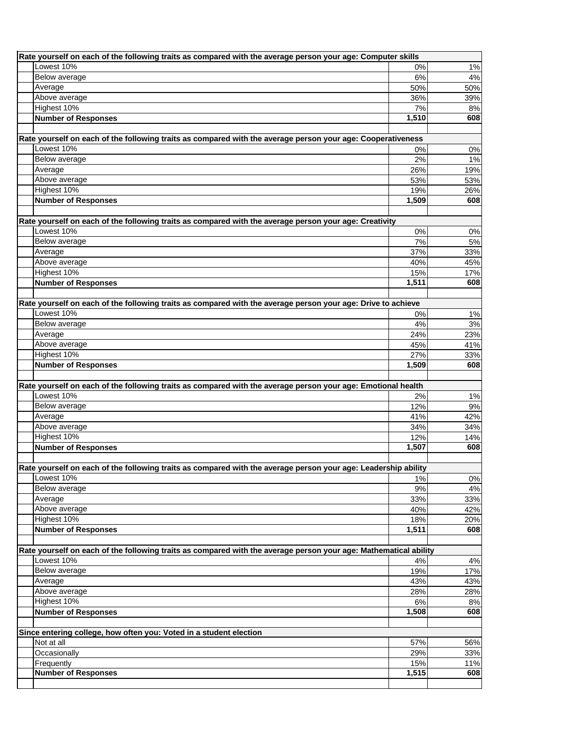| Rate yourself on each of the following traits as compared with the average person your age: Computer skills | | |
|---|---|---|
| Lowest 10% | 0% | 1% |
| Below average | 6% | 4% |
| Average | 50% | 50% |
| Above average | 36% | 39% |
| Highest 10% | 7% | 8% |
| **Number of Responses** | **1,510** | **608** |
| | | |
| **Rate yourself on each of the following traits as compared with the average person your age: Cooperativeness** | | |
| Lowest 10% | 0% | 0% |
| Below average | 2% | 1% |
| Average | 26% | 19% |
| Above average | 53% | 53% |
| Highest 10% | 19% | 26% |
| **Number of Responses** | **1,509** | **608** |
| | | |
| **Rate yourself on each of the following traits as compared with the average person your age: Creativity** | | |
| Lowest 10% | 0% | 0% |
| Below average | 7% | 5% |
| Average | 37% | 33% |
| Above average | 40% | 45% |
| Highest 10% | 15% | 17% |
| **Number of Responses** | **1,511** | **608** |
| | | |
| **Rate yourself on each of the following traits as compared with the average person your age: Drive to achieve** | | |
| Lowest 10% | 0% | 1% |
| Below average | 4% | 3% |
| Average | 24% | 23% |
| Above average | 45% | 41% |
| Highest 10% | 27% | 33% |
| **Number of Responses** | **1,509** | **608** |
| | | |
| **Rate yourself on each of the following traits as compared with the average person your age: Emotional health** | | |
| Lowest 10% | 2% | 1% |
| Below average | 12% | 9% |
| Average | 41% | 42% |
| Above average | 34% | 34% |
| Highest 10% | 12% | 14% |
| **Number of Responses** | **1,507** | **608** |
| | | |
| **Rate yourself on each of the following traits as compared with the average person your age: Leadership ability** | | |
| Lowest 10% | 1% | 0% |
| Below average | 9% | 4% |
| Average | 33% | 33% |
| Above average | 40% | 42% |
| Highest 10% | 18% | 20% |
| **Number of Responses** | **1,511** | **608** |
| | | |
| **Rate yourself on each of the following traits as compared with the average person your age: Mathematical ability** | | |
| Lowest 10% | 4% | 4% |
| Below average | 19% | 17% |
| Average | 43% | 43% |
| Above average | 28% | 28% |
| Highest 10% | 6% | 8% |
| **Number of Responses** | **1,508** | **608** |
| | | |
| **Since entering college, how often you: Voted in a student election** | | |
| Not at all | 57% | 56% |
| Occasionally | 29% | 33% |
| Frequently | 15% | 11% |
| **Number of Responses** | **1,515** | **608** |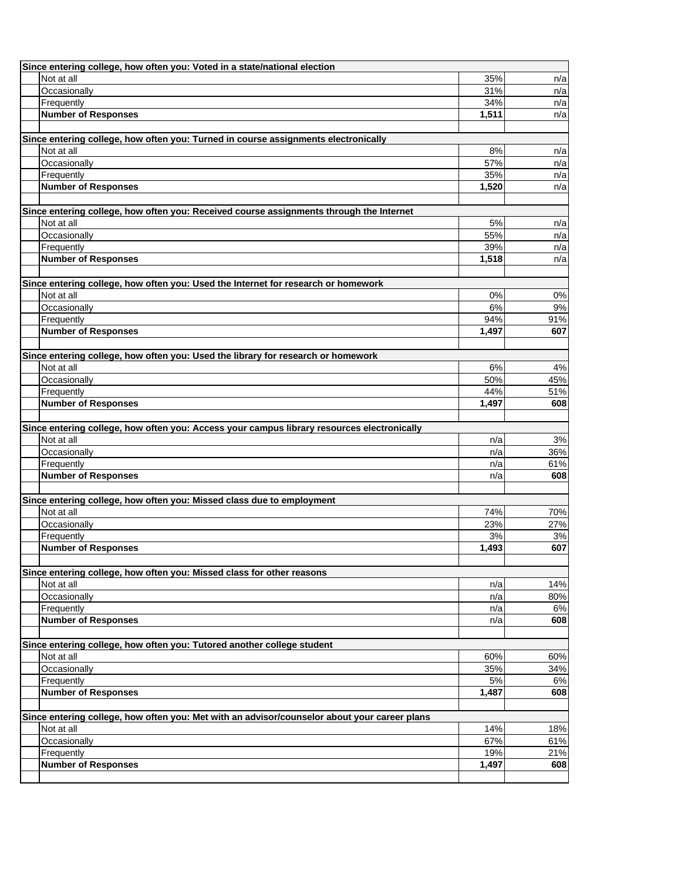| Since entering college, how often you: Voted in a state/national election | | |
|---|---|---|
| Not at all | 35% | n/a |
| Occasionally | 31% | n/a |
| Frequently | 34% | n/a |
| **Number of Responses** | **1,511** | n/a |

| Since entering college, how often you: Turned in course assignments electronically | | |
|---|---|---|
| Not at all | 8% | n/a |
| Occasionally | 57% | n/a |
| Frequently | 35% | n/a |
| **Number of Responses** | **1,520** | n/a |

| Since entering college, how often you: Received course assignments through the Internet | | |
|---|---|---|
| Not at all | 5% | n/a |
| Occasionally | 55% | n/a |
| Frequently | 39% | n/a |
| **Number of Responses** | **1,518** | n/a |

| Since entering college, how often you: Used the Internet for research or homework | | |
|---|---|---|
| Not at all | 0% | 0% |
| Occasionally | 6% | 9% |
| Frequently | 94% | 91% |
| **Number of Responses** | **1,497** | **607** |

| Since entering college, how often you: Used the library for research or homework | | |
|---|---|---|
| Not at all | 6% | 4% |
| Occasionally | 50% | 45% |
| Frequently | 44% | 51% |
| **Number of Responses** | **1,497** | **608** |

| Since entering college, how often you: Access your campus library resources electronically | | |
|---|---|---|
| Not at all | n/a | 3% |
| Occasionally | n/a | 36% |
| Frequently | n/a | 61% |
| **Number of Responses** | n/a | **608** |

| Since entering college, how often you: Missed class due to employment | | |
|---|---|---|
| Not at all | 74% | 70% |
| Occasionally | 23% | 27% |
| Frequently | 3% | 3% |
| **Number of Responses** | **1,493** | **607** |

| Since entering college, how often you: Missed class for other reasons | | |
|---|---|---|
| Not at all | n/a | 14% |
| Occasionally | n/a | 80% |
| Frequently | n/a | 6% |
| **Number of Responses** | n/a | **608** |

| Since entering college, how often you: Tutored another college student | | |
|---|---|---|
| Not at all | 60% | 60% |
| Occasionally | 35% | 34% |
| Frequently | 5% | 6% |
| **Number of Responses** | **1,487** | **608** |

| Since entering college, how often you: Met with an advisor/counselor about your career plans | | |
|---|---|---|
| Not at all | 14% | 18% |
| Occasionally | 67% | 61% |
| Frequently | 19% | 21% |
| **Number of Responses** | **1,497** | **608** |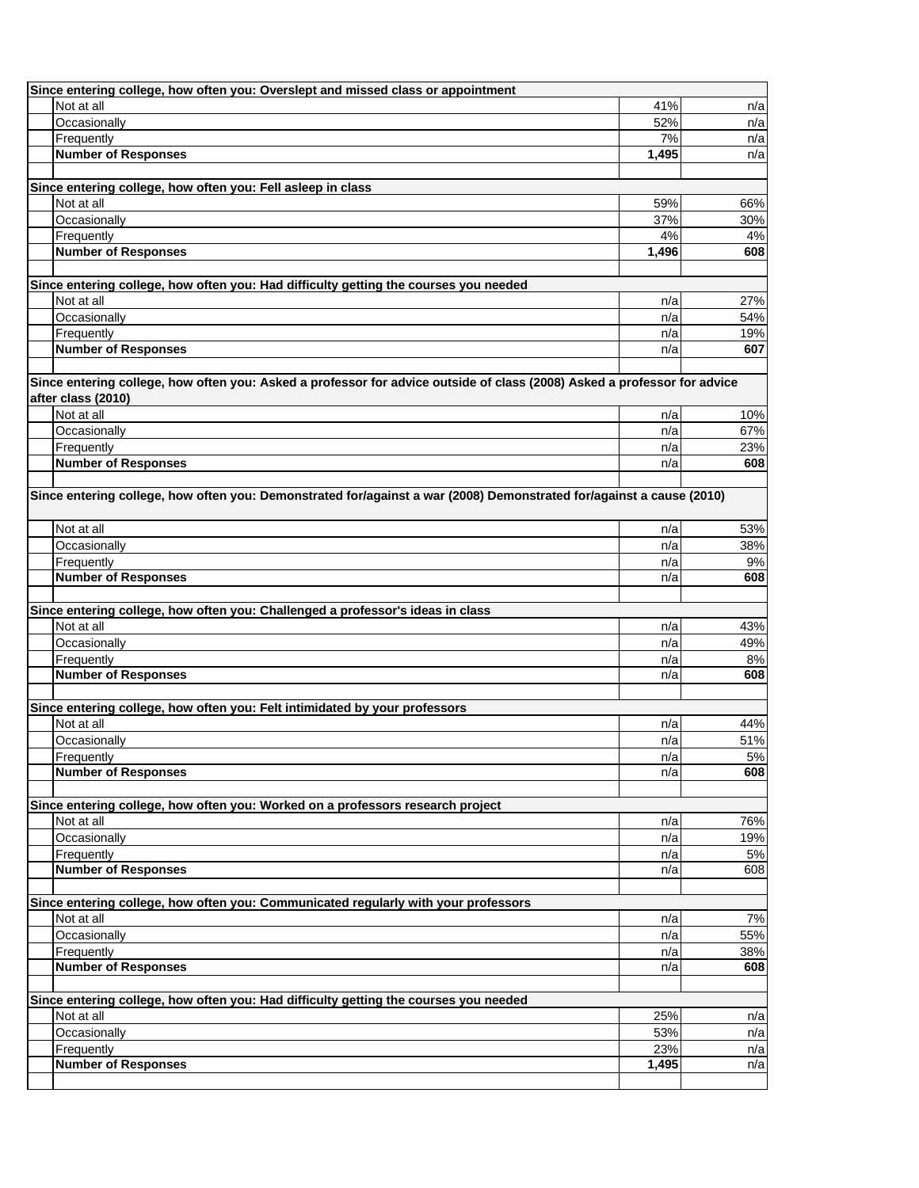| Since entering college, how often you: Overslept and missed class or appointment | | |
|---|---|---|
| Not at all | 41% | n/a |
| Occasionally | 52% | n/a |
| Frequently | 7% | n/a |
| **Number of Responses** | **1,495** | n/a |
| | | |
| **Since entering college, how often you: Fell asleep in class** | | |
| Not at all | 59% | 66% |
| Occasionally | 37% | 30% |
| Frequently | 4% | 4% |
| **Number of Responses** | **1,496** | **608** |
| | | |
| **Since entering college, how often you: Had difficulty getting the courses you needed** | | |
| Not at all | n/a | 27% |
| Occasionally | n/a | 54% |
| Frequently | n/a | 19% |
| **Number of Responses** | n/a | **607** |
| | | |
| **Since entering college, how often you: Asked a professor for advice outside of class (2008) Asked a professor for advice after class (2010)** | | |
| Not at all | n/a | 10% |
| Occasionally | n/a | 67% |
| Frequently | n/a | 23% |
| **Number of Responses** | n/a | **608** |
| | | |
| **Since entering college, how often you: Demonstrated for/against a war (2008) Demonstrated for/against a cause (2010)** | | |
| Not at all | n/a | 53% |
| Occasionally | n/a | 38% |
| Frequently | n/a | 9% |
| **Number of Responses** | n/a | **608** |
| | | |
| **Since entering college, how often you: Challenged a professor's ideas in class** | | |
| Not at all | n/a | 43% |
| Occasionally | n/a | 49% |
| Frequently | n/a | 8% |
| **Number of Responses** | n/a | **608** |
| | | |
| **Since entering college, how often you: Felt intimidated by your professors** | | |
| Not at all | n/a | 44% |
| Occasionally | n/a | 51% |
| Frequently | n/a | 5% |
| **Number of Responses** | n/a | **608** |
| | | |
| **Since entering college, how often you: Worked on a professors research project** | | |
| Not at all | n/a | 76% |
| Occasionally | n/a | 19% |
| Frequently | n/a | 5% |
| **Number of Responses** | n/a | 608 |
| | | |
| **Since entering college, how often you: Communicated regularly with your professors** | | |
| Not at all | n/a | 7% |
| Occasionally | n/a | 55% |
| Frequently | n/a | 38% |
| **Number of Responses** | n/a | **608** |
| | | |
| **Since entering college, how often you: Had difficulty getting the courses you needed** | | |
| Not at all | 25% | n/a |
| Occasionally | 53% | n/a |
| Frequently | 23% | n/a |
| **Number of Responses** | **1,495** | n/a |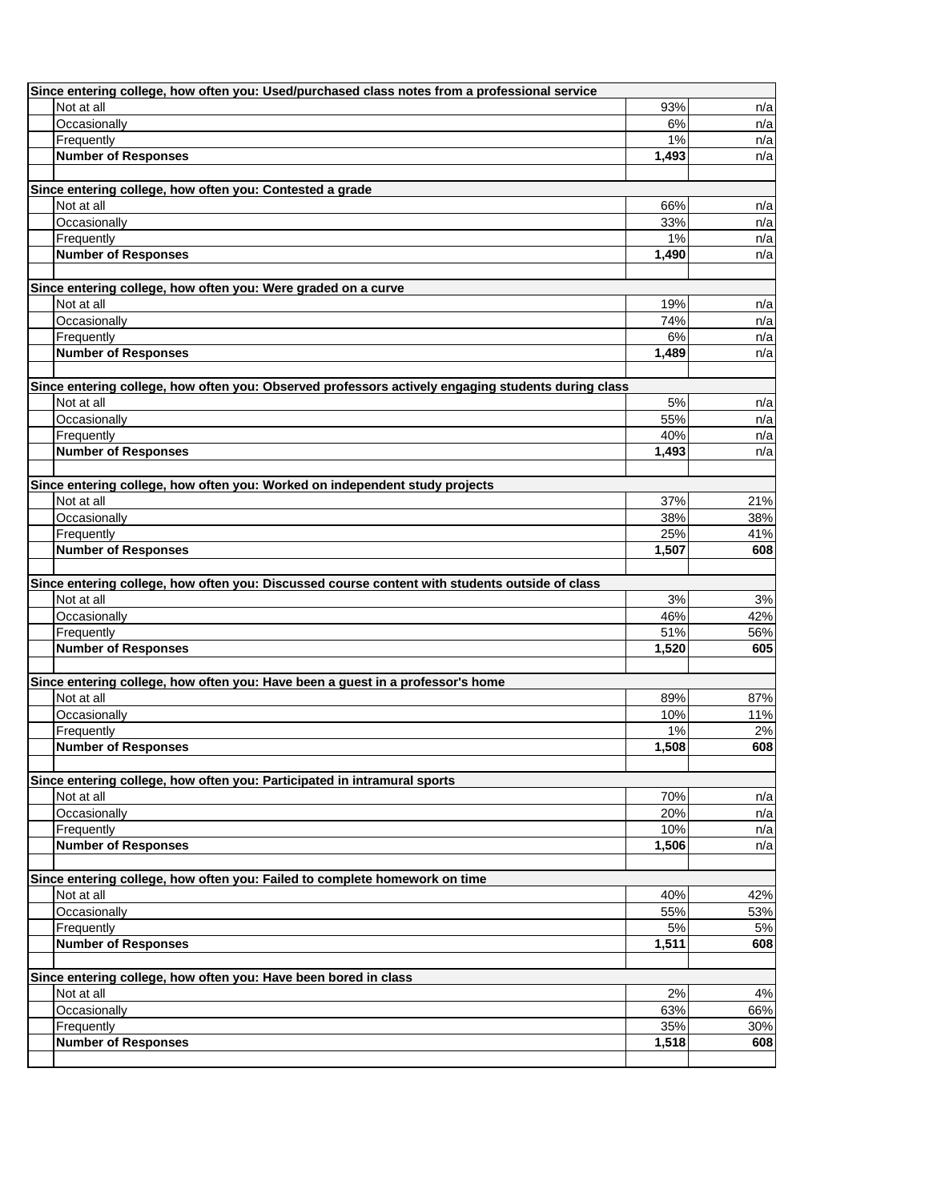| Since entering college, how often you: Used/purchased class notes from a professional service | | |
|---|---|---|
| Not at all | 93% | n/a |
| Occasionally | 6% | n/a |
| Frequently | 1% | n/a |
| **Number of Responses** | **1,493** | n/a |
| | | |
| **Since entering college, how often you: Contested a grade** | | |
| Not at all | 66% | n/a |
| Occasionally | 33% | n/a |
| Frequently | 1% | n/a |
| **Number of Responses** | **1,490** | n/a |
| | | |
| **Since entering college, how often you: Were graded on a curve** | | |
| Not at all | 19% | n/a |
| Occasionally | 74% | n/a |
| Frequently | 6% | n/a |
| **Number of Responses** | **1,489** | n/a |
| | | |
| **Since entering college, how often you: Observed professors actively engaging students during class** | | |
| Not at all | 5% | n/a |
| Occasionally | 55% | n/a |
| Frequently | 40% | n/a |
| **Number of Responses** | **1,493** | n/a |
| | | |
| **Since entering college, how often you: Worked on independent study projects** | | |
| Not at all | 37% | 21% |
| Occasionally | 38% | 38% |
| Frequently | 25% | 41% |
| **Number of Responses** | **1,507** | **608** |
| | | |
| **Since entering college, how often you: Discussed course content with students outside of class** | | |
| Not at all | 3% | 3% |
| Occasionally | 46% | 42% |
| Frequently | 51% | 56% |
| **Number of Responses** | **1,520** | **605** |
| | | |
| **Since entering college, how often you: Have been a guest in a professor's home** | | |
| Not at all | 89% | 87% |
| Occasionally | 10% | 11% |
| Frequently | 1% | 2% |
| **Number of Responses** | **1,508** | **608** |
| | | |
| **Since entering college, how often you: Participated in intramural sports** | | |
| Not at all | 70% | n/a |
| Occasionally | 20% | n/a |
| Frequently | 10% | n/a |
| **Number of Responses** | **1,506** | n/a |
| | | |
| **Since entering college, how often you: Failed to complete homework on time** | | |
| Not at all | 40% | 42% |
| Occasionally | 55% | 53% |
| Frequently | 5% | 5% |
| **Number of Responses** | **1,511** | **608** |
| | | |
| **Since entering college, how often you: Have been bored in class** | | |
| Not at all | 2% | 4% |
| Occasionally | 63% | 66% |
| Frequently | 35% | 30% |
| **Number of Responses** | **1,518** | **608** |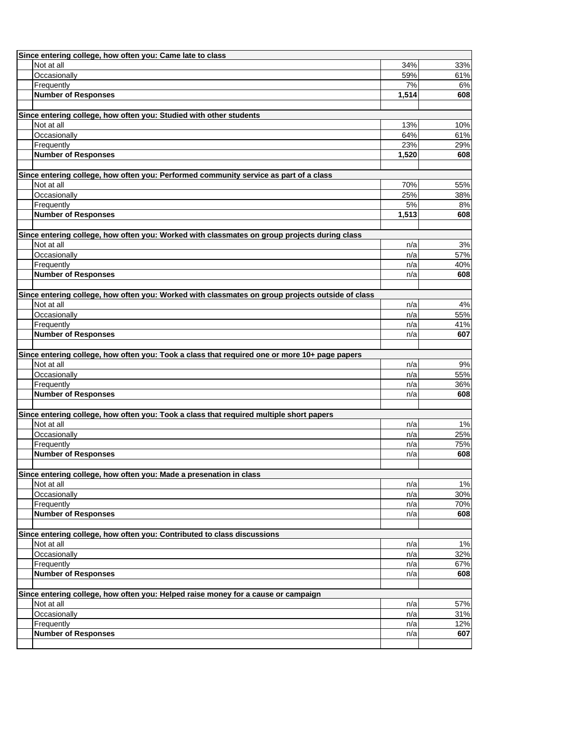| Since entering college, how often you: Came late to class | | |
|---|---|---|
| Not at all | 34% | 33% |
| Occasionally | 59% | 61% |
| Frequently | 7% | 6% |
| **Number of Responses** | **1,514** | **608** |
| | | |
| **Since entering college, how often you: Studied with other students** | | |
| Not at all | 13% | 10% |
| Occasionally | 64% | 61% |
| Frequently | 23% | 29% |
| **Number of Responses** | **1,520** | **608** |
| | | |
| **Since entering college, how often you: Performed community service as part of a class** | | |
| Not at all | 70% | 55% |
| Occasionally | 25% | 38% |
| Frequently | 5% | 8% |
| **Number of Responses** | **1,513** | **608** |
| | | |
| **Since entering college, how often you: Worked with classmates on group projects during class** | | |
| Not at all | n/a | 3% |
| Occasionally | n/a | 57% |
| Frequently | n/a | 40% |
| **Number of Responses** | n/a | **608** |
| | | |
| **Since entering college, how often you: Worked with classmates on group projects outside of class** | | |
| Not at all | n/a | 4% |
| Occasionally | n/a | 55% |
| Frequently | n/a | 41% |
| **Number of Responses** | n/a | **607** |
| | | |
| **Since entering college, how often you: Took a class that required one or more 10+ page papers** | | |
| Not at all | n/a | 9% |
| Occasionally | n/a | 55% |
| Frequently | n/a | 36% |
| **Number of Responses** | n/a | **608** |
| | | |
| **Since entering college, how often you: Took a class that required multiple short papers** | | |
| Not at all | n/a | 1% |
| Occasionally | n/a | 25% |
| Frequently | n/a | 75% |
| **Number of Responses** | n/a | **608** |
| | | |
| **Since entering college, how often you: Made a presenation in class** | | |
| Not at all | n/a | 1% |
| Occasionally | n/a | 30% |
| Frequently | n/a | 70% |
| **Number of Responses** | n/a | **608** |
| | | |
| **Since entering college, how often you: Contributed to class discussions** | | |
| Not at all | n/a | 1% |
| Occasionally | n/a | 32% |
| Frequently | n/a | 67% |
| **Number of Responses** | n/a | **608** |
| | | |
| **Since entering college, how often you: Helped raise money for a cause or campaign** | | |
| Not at all | n/a | 57% |
| Occasionally | n/a | 31% |
| Frequently | n/a | 12% |
| **Number of Responses** | n/a | **607** |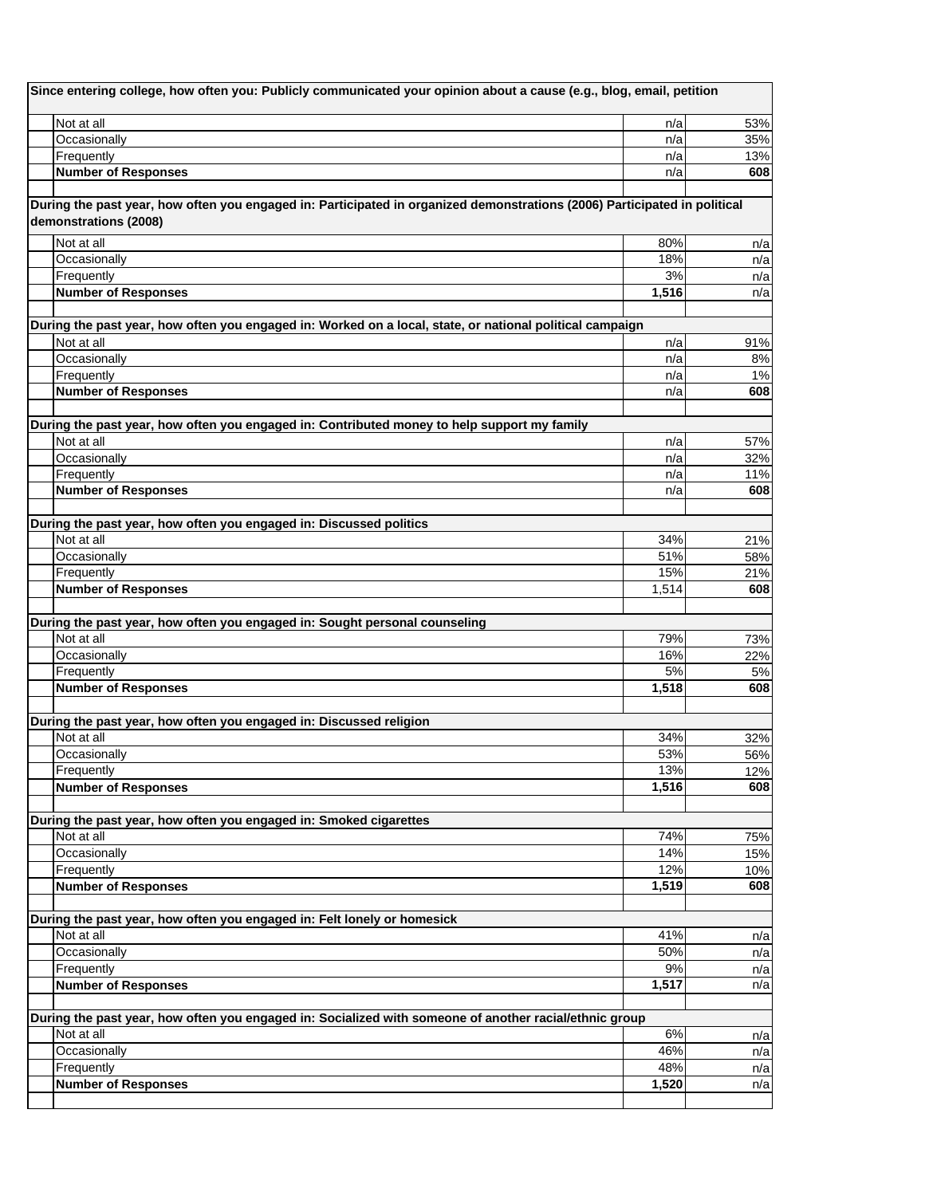| Since entering college, how often you: Publicly communicated your opinion about a cause (e.g., blog, email, petition | | |
|---|---|---|
| Not at all | n/a | 53% |
| Occasionally | n/a | 35% |
| Frequently | n/a | 13% |
| **Number of Responses** | n/a | **608** |

| During the past year, how often you engaged in: Participated in organized demonstrations (2006) Participated in political demonstrations (2008) | | |
|---|---|---|
| Not at all | 80% | n/a |
| Occasionally | 18% | n/a |
| Frequently | 3% | n/a |
| **Number of Responses** | **1,516** | n/a |

| During the past year, how often you engaged in: Worked on a local, state, or national political campaign | | |
|---|---|---|
| Not at all | n/a | 91% |
| Occasionally | n/a | 8% |
| Frequently | n/a | 1% |
| **Number of Responses** | n/a | **608** |

| During the past year, how often you engaged in: Contributed money to help support my family | | |
|---|---|---|
| Not at all | n/a | 57% |
| Occasionally | n/a | 32% |
| Frequently | n/a | 11% |
| **Number of Responses** | n/a | **608** |

| During the past year, how often you engaged in: Discussed politics | | |
|---|---|---|
| Not at all | 34% | 21% |
| Occasionally | 51% | 58% |
| Frequently | 15% | 21% |
| **Number of Responses** | 1,514 | **608** |

| During the past year, how often you engaged in: Sought personal counseling | | |
|---|---|---|
| Not at all | 79% | 73% |
| Occasionally | 16% | 22% |
| Frequently | 5% | 5% |
| **Number of Responses** | **1,518** | **608** |

| During the past year, how often you engaged in: Discussed religion | | |
|---|---|---|
| Not at all | 34% | 32% |
| Occasionally | 53% | 56% |
| Frequently | 13% | 12% |
| **Number of Responses** | **1,516** | **608** |

| During the past year, how often you engaged in: Smoked cigarettes | | |
|---|---|---|
| Not at all | 74% | 75% |
| Occasionally | 14% | 15% |
| Frequently | 12% | 10% |
| **Number of Responses** | **1,519** | **608** |

| During the past year, how often you engaged in: Felt lonely or homesick | | |
|---|---|---|
| Not at all | 41% | n/a |
| Occasionally | 50% | n/a |
| Frequently | 9% | n/a |
| **Number of Responses** | **1,517** | n/a |

| During the past year, how often you engaged in: Socialized with someone of another racial/ethnic group | | |
|---|---|---|
| Not at all | 6% | n/a |
| Occasionally | 46% | n/a |
| Frequently | 48% | n/a |
| **Number of Responses** | **1,520** | n/a |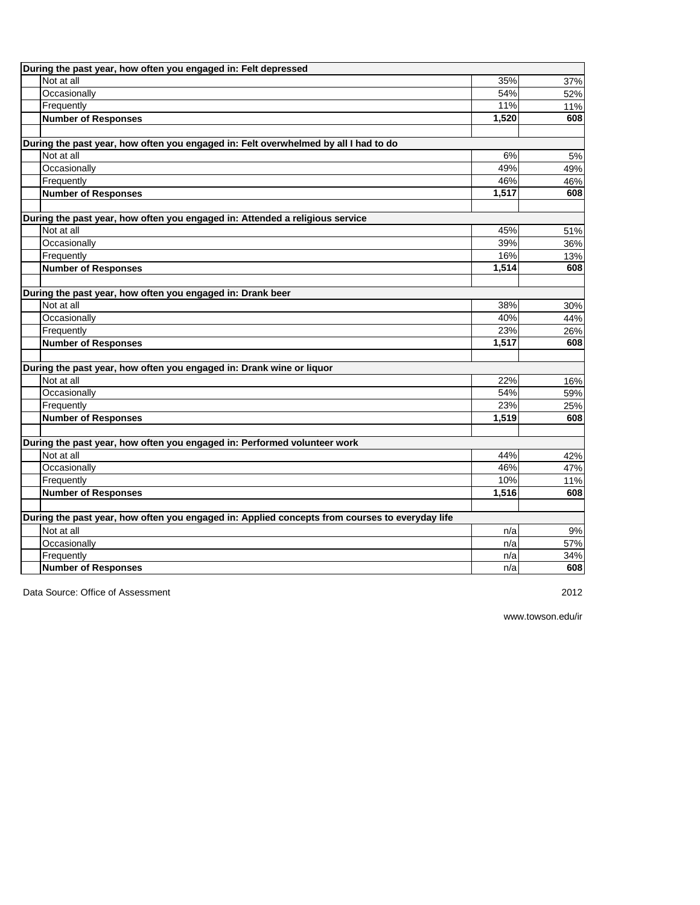| | | |
|---|---|---|
| **During the past year, how often you engaged in: Felt depressed** | | |
| Not at all | 35% | 37% |
| Occasionally | 54% | 52% |
| Frequently | 11% | 11% |
| **Number of Responses** | **1,520** | **608** |
| | | |
| **During the past year, how often you engaged in: Felt overwhelmed by all I had to do** | | |
| Not at all | 6% | 5% |
| Occasionally | 49% | 49% |
| Frequently | 46% | 46% |
| **Number of Responses** | **1,517** | **608** |
| | | |
| **During the past year, how often you engaged in: Attended a religious service** | | |
| Not at all | 45% | 51% |
| Occasionally | 39% | 36% |
| Frequently | 16% | 13% |
| **Number of Responses** | **1,514** | **608** |
| | | |
| **During the past year, how often you engaged in: Drank beer** | | |
| Not at all | 38% | 30% |
| Occasionally | 40% | 44% |
| Frequently | 23% | 26% |
| **Number of Responses** | **1,517** | **608** |
| | | |
| **During the past year, how often you engaged in: Drank wine or liquor** | | |
| Not at all | 22% | 16% |
| Occasionally | 54% | 59% |
| Frequently | 23% | 25% |
| **Number of Responses** | **1,519** | **608** |
| | | |
| **During the past year, how often you engaged in: Performed volunteer work** | | |
| Not at all | 44% | 42% |
| Occasionally | 46% | 47% |
| Frequently | 10% | 11% |
| **Number of Responses** | **1,516** | **608** |
| | | |
| **During the past year, how often you engaged in: Applied concepts from courses to everyday life** | | |
| Not at all | n/a | 9% |
| Occasionally | n/a | 57% |
| Frequently | n/a | 34% |
| **Number of Responses** | n/a | **608** |

Data Source: Office of Assessment

2012

www.towson.edu/ir